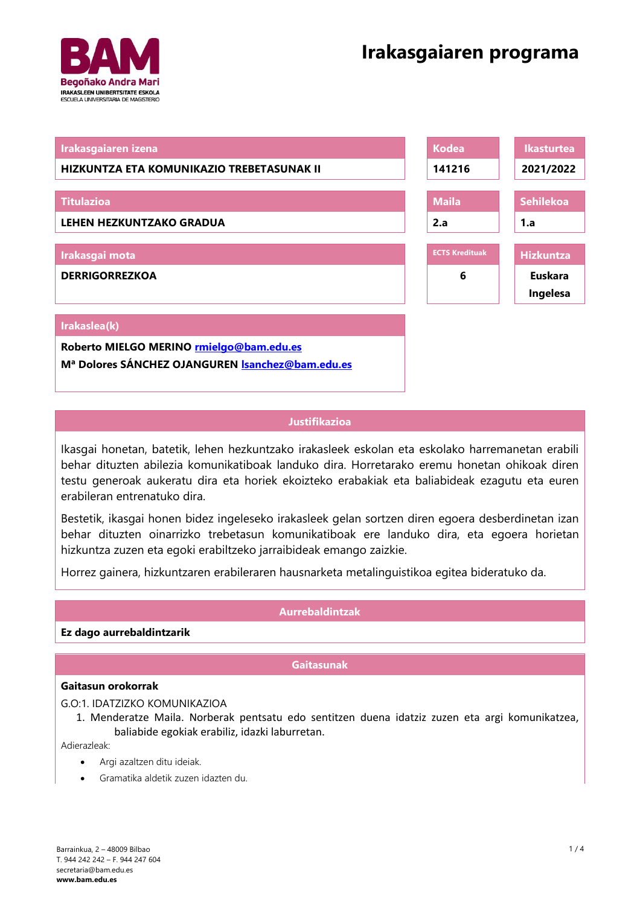# Irakasgaiaren programa

| Irakasgaiaren izena | Kodea | Ikasturtea |
|---|---|---|
| **HIZKUNTZA ETA KOMUNIKAZIO TREBETASUNAK II** | **141216** | **2021/2022** |

| Titulazioa | Maila | Sehilekoa |
|---|---|---|
| **LEHEN HEZKUNTZAKO GRADUA** | **2.a** | **1.a** |

| Irakasgai mota | ECTS Kredituak | Hizkuntza |
|---|---|---|
| **DERRIGORREZKOA** | **6** | **Euskara Ingelesa** |

| Irakaslea(k) |
|---|
| **Roberto MIELGO MERINO** rmielgo@bam.edu.es |
| **Mª Dolores SÁNCHEZ OJANGUREN** lsanchez@bam.edu.es |

## Justifikazioa

Ikasgai honetan, batetik, lehen hezkuntzako irakasleek eskolan eta eskolako harremanetan erabili behar dituzten abilezia komunikatiboak landuko dira. Horretarako eremu honetan ohikoak diren testu generoak aukeratu dira eta horiek ekoizteko erabakiak eta baliabideak ezagutu eta euren erabileran entrenatuko dira.

Bestetik, ikasgai honen bidez ingeleseko irakasleek gelan sortzen diren egoera desberdinetan izan behar dituzten oinarrizko trebetasun komunikatiboak ere landuko dira, eta egoera horietan hizkuntza zuzen eta egoki erabiltzeko jarraibideak emango zaizkie.

Horrez gainera, hizkuntzaren erabileraren hausnarketa metalinguistikoa egitea bideratuko da.

## Aurrebaldintzak

**Ez dago aurrebaldintzarik**

## Gaitasunak

**Gaitasun orokorrak**

G.O:1. IDATZIZKO KOMUNIKAZIOA

1. Menderatze Maila. Norberak pentsatu edo sentitzen duena idatziz zuzen eta argi komunikatzea, baliabide egokiak erabiliz, idazki laburretan.

Adierazleak:

- Argi azaltzen ditu ideiak.
- Gramatika aldetik zuzen idazten du.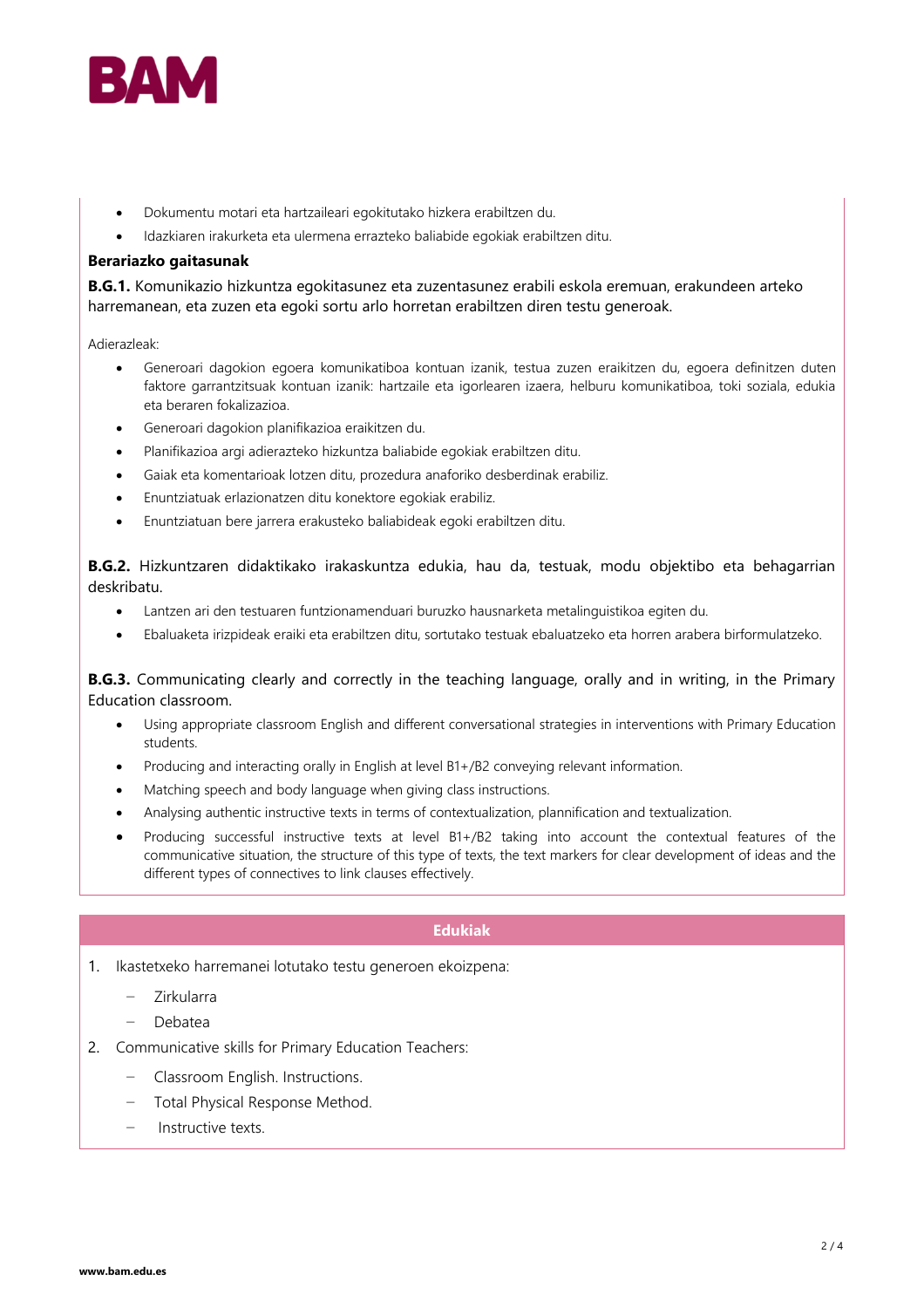- Dokumentu motari eta hartzaileari egokitutako hizkera erabiltzen du.
- Idazkiaren irakurketa eta ulermena errazteko baliabide egokiak erabiltzen ditu.

**Berariazko gaitasunak**

**B.G.1.** Komunikazio hizkuntza egokitasunez eta zuzentasunez erabili eskola eremuan, erakundeen arteko harremanean, eta zuzen eta egoki sortu arlo horretan erabiltzen diren testu generoak.

Adierazleak:

- Generoari dagokion egoera komunikatiboa kontuan izanik, testua zuzen eraikitzen du, egoera definitzen duten faktore garrantzitsuak kontuan izanik: hartzaile eta igorlearen izaera, helburu komunikatiboa, toki soziala, edukia eta beraren fokalizazioa.
- Generoari dagokion planifikazioa eraikitzen du.
- Planifikazioa argi adierazteko hizkuntza baliabide egokiak erabiltzen ditu.
- Gaiak eta komentarioak lotzen ditu, prozedura anaforiko desberdinak erabiliz.
- Enuntziatuak erlazionatzen ditu konektore egokiak erabiliz.
- Enuntziatuan bere jarrera erakusteko baliabideak egoki erabiltzen ditu.

**B.G.2.** Hizkuntzaren didaktikako irakaskuntza edukia, hau da, testuak, modu objektibo eta behagarrian deskribatu.

- Lantzen ari den testuaren funtzionamenduari buruzko hausnarketa metalinguistikoa egiten du.
- Ebaluaketa irizpideak eraiki eta erabiltzen ditu, sortutako testuak ebaluatzeko eta horren arabera birformulatzeko.

**B.G.3.** Communicating clearly and correctly in the teaching language, orally and in writing, in the Primary Education classroom.

- Using appropriate classroom English and different conversational strategies in interventions with Primary Education students.
- Producing and interacting orally in English at level B1+/B2 conveying relevant information.
- Matching speech and body language when giving class instructions.
- Analysing authentic instructive texts in terms of contextualization, plannification and textualization.
- Producing successful instructive texts at level B1+/B2 taking into account the contextual features of the communicative situation, the structure of this type of texts, the text markers for clear development of ideas and the different types of connectives to link clauses effectively.

## Edukiak

1. Ikastetxeko harremanei lotutako testu generoen ekoizpena:
   - Zirkularra
   - Debatea
2. Communicative skills for Primary Education Teachers:
   - Classroom English. Instructions.
   - Total Physical Response Method.
   - Instructive texts.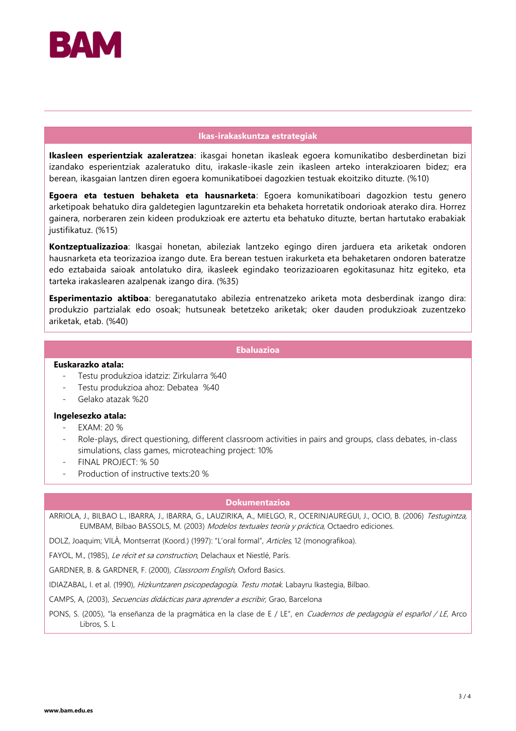## Ikas-irakaskuntza estrategiak

**Ikasleen esperientziak azaleratzea**: ikasgai honetan ikasleak egoera komunikatibo desberdinetan bizi izandako esperientziak azaleratuko ditu, irakasle-ikasle zein ikasleen arteko interakzioaren bidez; era berean, ikasgaian lantzen diren egoera komunikatiboei dagozkien testuak ekoitziko dituzte. (%10)

**Egoera eta testuen behaketa eta hausnarketa**: Egoera komunikatiboari dagozkion testu genero arketipoak behatuko dira galdetegien laguntzarekin eta behaketa horretatik ondorioak aterako dira. Horrez gainera, norberaren zein kideen produkzioak ere aztertu eta behatuko dituzte, bertan hartutako erabakiak justifikatuz. (%15)

**Kontzeptualizazioa**: Ikasgai honetan, abileziak lantzeko egingo diren jarduera eta ariketak ondoren hausnarketa eta teorizazioa izango dute. Era berean testuen irakurketa eta behaketaren ondoren bateratze edo eztabaida saioak antolatuko dira, ikasleek egindako teorizazioaren egokitasunaz hitz egiteko, eta tarteka irakaslearen azalpenak izango dira. (%35)

**Esperimentazio aktiboa**: bereganatutako abilezia entrenatzeko ariketa mota desberdinak izango dira: produkzio partzialak edo osoak; hutsuneak betetzeko ariketak; oker dauden produkzioak zuzentzeko ariketak, etab. (%40)

## Ebaluazioa

**Euskarazko atala:**

- Testu produkzioa idatziz: Zirkularra %40
- Testu produkzioa ahoz: Debatea %40
- Gelako atazak %20

**Ingelesezko atala:**

- EXAM: 20 %
- Role-plays, direct questioning, different classroom activities in pairs and groups, class debates, in-class simulations, class games, microteaching project: 10%
- FINAL PROJECT: % 50
- Production of instructive texts:20 %

## Dokumentazioa

ARRIOLA, J., BILBAO L., IBARRA, J., IBARRA, G., LAUZIRIKA, A., MIELGO, R., OCERINJAUREGUI, J., OCIO, B. (2006) *Testugintza*, EUMBAM, Bilbao BASSOLS, M. (2003) *Modelos textuales teoría y práctica*, Octaedro ediciones.

DOLZ, Joaquim; VILÀ, Montserrat (Koord.) (1997): "L'oral formal", *Articles*, 12 (monografikoa).

FAYOL, M., (1985), *Le récit et sa construction*, Delachaux et Niestlé, París.

GARDNER, B. & GARDNER, F. (2000), *Classroom English*, Oxford Basics.

IDIAZABAL, I. et al. (1990), *Hizkuntzaren psicopedagogía. Testu motak*. Labayru Ikastegia, Bilbao.

CAMPS, A, (2003), *Secuencias didácticas para aprender a escribir*, Grao, Barcelona

PONS, S. (2005), "la enseñanza de la pragmática en la clase de E / LE", en *Cuadernos de pedagogía el español / LE*, Arco Libros, S. L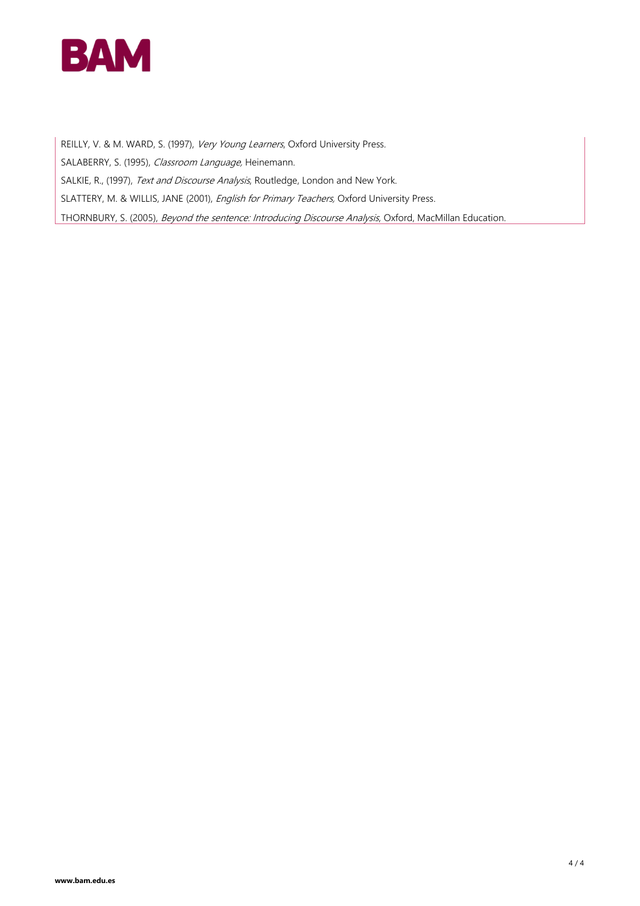REILLY, V. & M. WARD, S. (1997), *Very Young Learners*, Oxford University Press.

SALABERRY, S. (1995), *Classroom Language*, Heinemann.

SALKIE, R., (1997), *Text and Discourse Analysis*, Routledge, London and New York.

SLATTERY, M. & WILLIS, JANE (2001), *English for Primary Teachers*, Oxford University Press.

THORNBURY, S. (2005), *Beyond the sentence: Introducing Discourse Analysis*, Oxford, MacMillan Education.